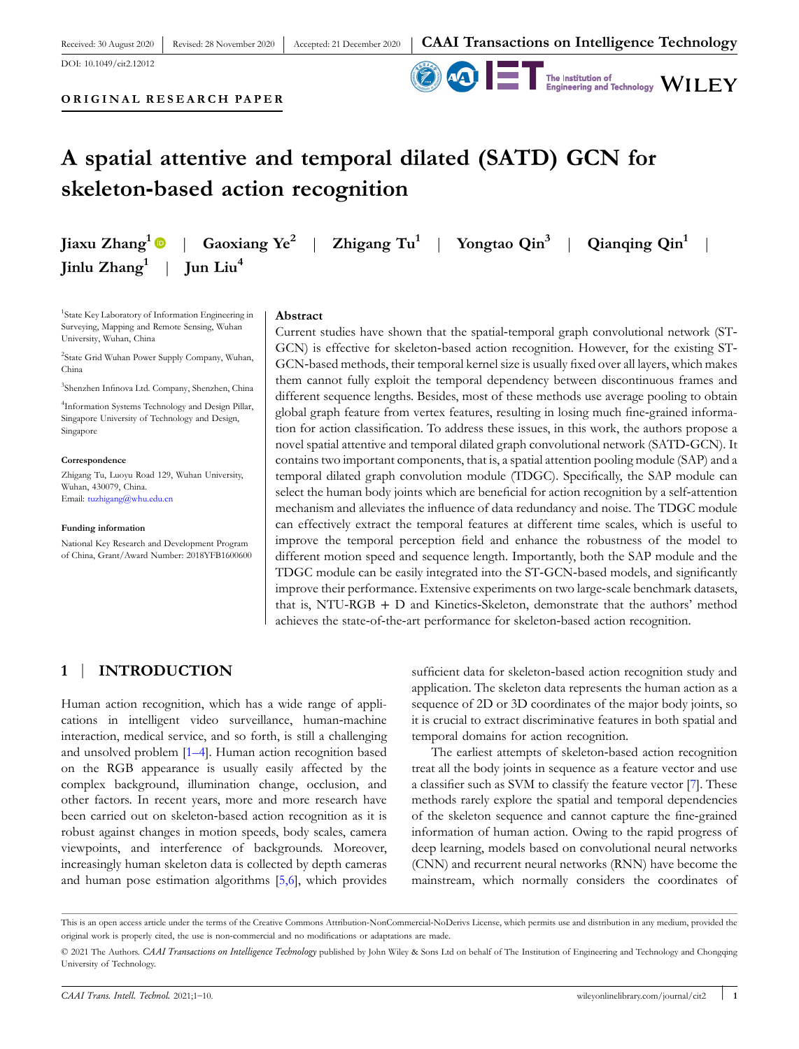Received: 30 August 2020 | Revised: 28 November 2020 | Accepted: 21 December 2020

DOI: 10.1049/cit2.12012

**ORIGINAL RESEARCH PAPER**

# A spatial attentive and temporal dilated (SATD) GCN for skeleton-based action recognition

**Jiaxu Zhang[1] | Gaoxiang Ye[2] | Zhigang Tu[1] | Yongtao Qin[3] | Qianqing Qin[1] | Jinlu Zhang[1] | Jun Liu[4]**

[1]State Key Laboratory of Information Engineering in Surveying, Mapping and Remote Sensing, Wuhan University, Wuhan, China

[2]State Grid Wuhan Power Supply Company, Wuhan, China

[3]Shenzhen Infinova Ltd. Company, Shenzhen, China

[4]Information Systems Technology and Design Pillar, Singapore University of Technology and Design, Singapore

**Correspondence**

Zhigang Tu, Luoyu Road 129, Wuhan University, Wuhan, 430079, China.
Email: tuzhigang@whu.edu.cn

**Funding information**

National Key Research and Development Program of China, Grant/Award Number: 2018YFB1600600

## Abstract

Current studies have shown that the spatial-temporal graph convolutional network (ST-GCN) is effective for skeleton-based action recognition. However, for the existing ST-GCN-based methods, their temporal kernel size is usually fixed over all layers, which makes them cannot fully exploit the temporal dependency between discontinuous frames and different sequence lengths. Besides, most of these methods use average pooling to obtain global graph feature from vertex features, resulting in losing much fine-grained information for action classification. To address these issues, in this work, the authors propose a novel spatial attentive and temporal dilated graph convolutional network (SATD-GCN). It contains two important components, that is, a spatial attention pooling module (SAP) and a temporal dilated graph convolution module (TDGC). Specifically, the SAP module can select the human body joints which are beneficial for action recognition by a self-attention mechanism and alleviates the influence of data redundancy and noise. The TDGC module can effectively extract the temporal features at different time scales, which is useful to improve the temporal perception field and enhance the robustness of the model to different motion speed and sequence length. Importantly, both the SAP module and the TDGC module can be easily integrated into the ST-GCN-based models, and significantly improve their performance. Extensive experiments on two large-scale benchmark datasets, that is, NTU-RGB + D and Kinetics-Skeleton, demonstrate that the authors' method achieves the state-of-the-art performance for skeleton-based action recognition.

## 1 | INTRODUCTION

Human action recognition, which has a wide range of applications in intelligent video surveillance, human-machine interaction, medical service, and so forth, is still a challenging and unsolved problem [1–4]. Human action recognition based on the RGB appearance is usually easily affected by the complex background, illumination change, occlusion, and other factors. In recent years, more and more research have been carried out on skeleton-based action recognition as it is robust against changes in motion speeds, body scales, camera viewpoints, and interference of backgrounds. Moreover, increasingly human skeleton data is collected by depth cameras and human pose estimation algorithms [5,6], which provides sufficient data for skeleton-based action recognition study and application. The skeleton data represents the human action as a sequence of 2D or 3D coordinates of the major body joints, so it is crucial to extract discriminative features in both spatial and temporal domains for action recognition.

The earliest attempts of skeleton-based action recognition treat all the body joints in sequence as a feature vector and use a classifier such as SVM to classify the feature vector [7]. These methods rarely explore the spatial and temporal dependencies of the skeleton sequence and cannot capture the fine-grained information of human action. Owing to the rapid progress of deep learning, models based on convolutional neural networks (CNN) and recurrent neural networks (RNN) have become the mainstream, which normally considers the coordinates of

This is an open access article under the terms of the Creative Commons Attribution-NonCommercial-NoDerivs License, which permits use and distribution in any medium, provided the original work is properly cited, the use is non-commercial and no modifications or adaptations are made.

© 2021 The Authors. *CAAI Transactions on Intelligence Technology* published by John Wiley & Sons Ltd on behalf of The Institution of Engineering and Technology and Chongqing University of Technology.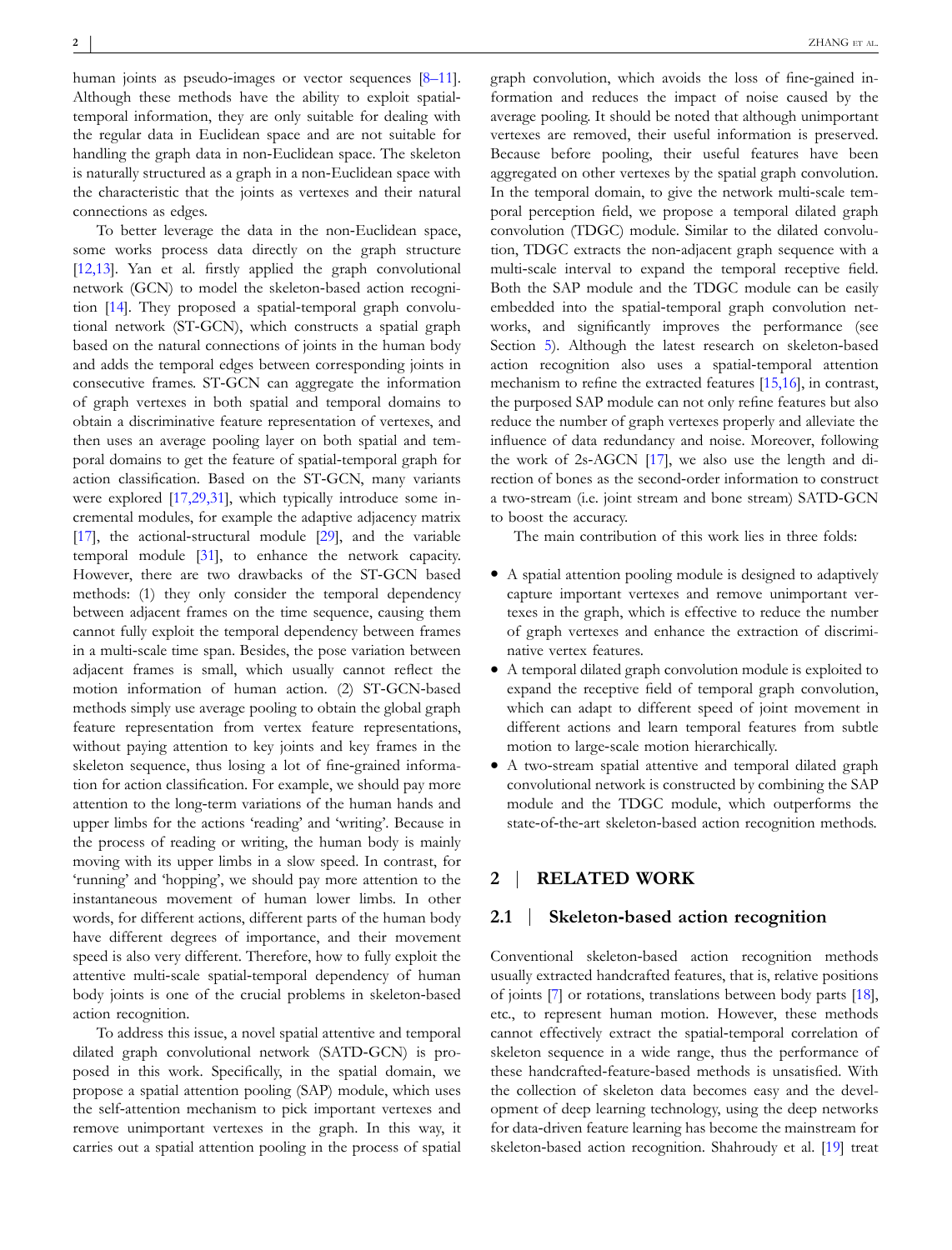human joints as pseudo-images or vector sequences [8–11]. Although these methods have the ability to exploit spatial-temporal information, they are only suitable for dealing with the regular data in Euclidean space and are not suitable for handling the graph data in non-Euclidean space. The skeleton is naturally structured as a graph in a non-Euclidean space with the characteristic that the joints as vertexes and their natural connections as edges.

To better leverage the data in the non-Euclidean space, some works process data directly on the graph structure [12,13]. Yan et al. firstly applied the graph convolutional network (GCN) to model the skeleton-based action recognition [14]. They proposed a spatial-temporal graph convolutional network (ST-GCN), which constructs a spatial graph based on the natural connections of joints in the human body and adds the temporal edges between corresponding joints in consecutive frames. ST-GCN can aggregate the information of graph vertexes in both spatial and temporal domains to obtain a discriminative feature representation of vertexes, and then uses an average pooling layer on both spatial and temporal domains to get the feature of spatial-temporal graph for action classification. Based on the ST-GCN, many variants were explored [17,29,31], which typically introduce some incremental modules, for example the adaptive adjacency matrix [17], the actional-structural module [29], and the variable temporal module [31], to enhance the network capacity. However, there are two drawbacks of the ST-GCN based methods: (1) they only consider the temporal dependency between adjacent frames on the time sequence, causing them cannot fully exploit the temporal dependency between frames in a multi-scale time span. Besides, the pose variation between adjacent frames is small, which usually cannot reflect the motion information of human action. (2) ST-GCN-based methods simply use average pooling to obtain the global graph feature representation from vertex feature representations, without paying attention to key joints and key frames in the skeleton sequence, thus losing a lot of fine-grained information for action classification. For example, we should pay more attention to the long-term variations of the human hands and upper limbs for the actions 'reading' and 'writing'. Because in the process of reading or writing, the human body is mainly moving with its upper limbs in a slow speed. In contrast, for 'running' and 'hopping', we should pay more attention to the instantaneous movement of human lower limbs. In other words, for different actions, different parts of the human body have different degrees of importance, and their movement speed is also very different. Therefore, how to fully exploit the attentive multi-scale spatial-temporal dependency of human body joints is one of the crucial problems in skeleton-based action recognition.

To address this issue, a novel spatial attentive and temporal dilated graph convolutional network (SATD-GCN) is proposed in this work. Specifically, in the spatial domain, we propose a spatial attention pooling (SAP) module, which uses the self-attention mechanism to pick important vertexes and remove unimportant vertexes in the graph. In this way, it carries out a spatial attention pooling in the process of spatial graph convolution, which avoids the loss of fine-gained information and reduces the impact of noise caused by the average pooling. It should be noted that although unimportant vertexes are removed, their useful information is preserved. Because before pooling, their useful features have been aggregated on other vertexes by the spatial graph convolution. In the temporal domain, to give the network multi-scale temporal perception field, we propose a temporal dilated graph convolution (TDGC) module. Similar to the dilated convolution, TDGC extracts the non-adjacent graph sequence with a multi-scale interval to expand the temporal receptive field. Both the SAP module and the TDGC module can be easily embedded into the spatial-temporal graph convolution networks, and significantly improves the performance (see Section 5). Although the latest research on skeleton-based action recognition also uses a spatial-temporal attention mechanism to refine the extracted features [15,16], in contrast, the purposed SAP module can not only refine features but also reduce the number of graph vertexes properly and alleviate the influence of data redundancy and noise. Moreover, following the work of 2s-AGCN [17], we also use the length and direction of bones as the second-order information to construct a two-stream (i.e. joint stream and bone stream) SATD-GCN to boost the accuracy.

The main contribution of this work lies in three folds:

- A spatial attention pooling module is designed to adaptively capture important vertexes and remove unimportant vertexes in the graph, which is effective to reduce the number of graph vertexes and enhance the extraction of discriminative vertex features.
- A temporal dilated graph convolution module is exploited to expand the receptive field of temporal graph convolution, which can adapt to different speed of joint movement in different actions and learn temporal features from subtle motion to large-scale motion hierarchically.
- A two-stream spatial attentive and temporal dilated graph convolutional network is constructed by combining the SAP module and the TDGC module, which outperforms the state-of-the-art skeleton-based action recognition methods.

## 2 | RELATED WORK

### 2.1 | Skeleton-based action recognition

Conventional skeleton-based action recognition methods usually extracted handcrafted features, that is, relative positions of joints [7] or rotations, translations between body parts [18], etc., to represent human motion. However, these methods cannot effectively extract the spatial-temporal correlation of skeleton sequence in a wide range, thus the performance of these handcrafted-feature-based methods is unsatisfied. With the collection of skeleton data becomes easy and the development of deep learning technology, using the deep networks for data-driven feature learning has become the mainstream for skeleton-based action recognition. Shahroudy et al. [19] treat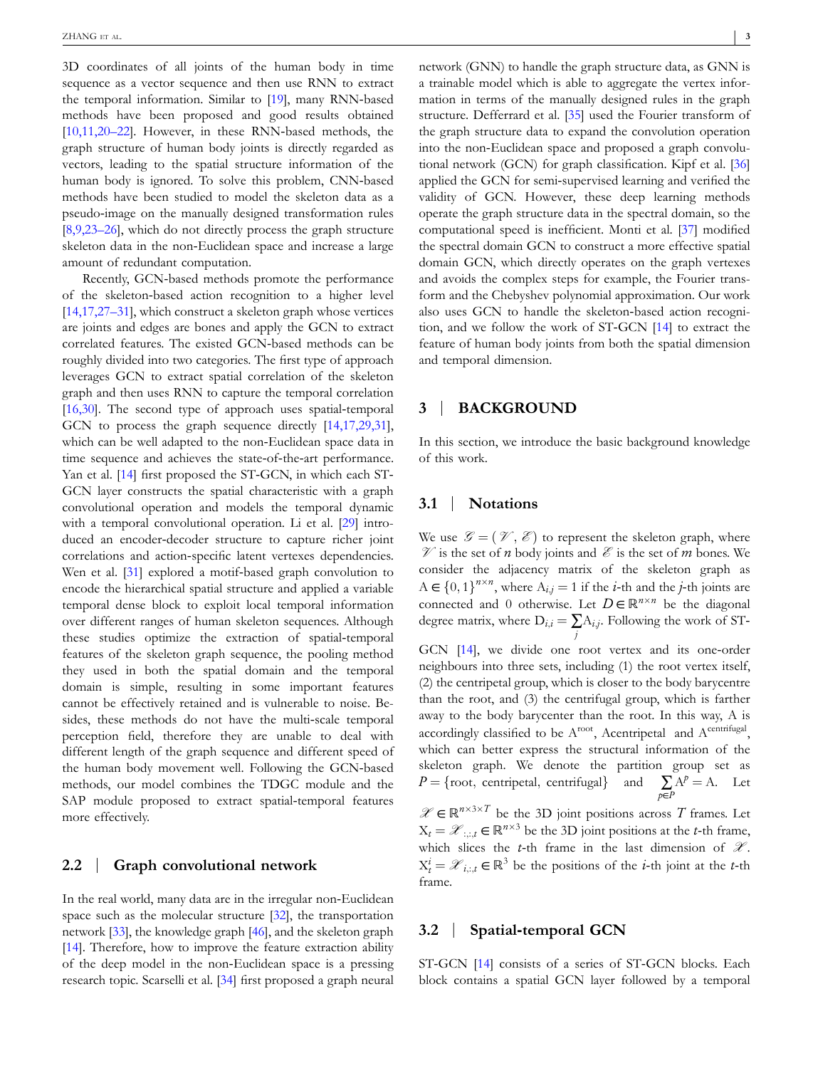3D coordinates of all joints of the human body in time sequence as a vector sequence and then use RNN to extract the temporal information. Similar to [19], many RNN-based methods have been proposed and good results obtained [10,11,20–22]. However, in these RNN-based methods, the graph structure of human body joints is directly regarded as vectors, leading to the spatial structure information of the human body is ignored. To solve this problem, CNN-based methods have been studied to model the skeleton data as a pseudo-image on the manually designed transformation rules [8,9,23–26], which do not directly process the graph structure skeleton data in the non-Euclidean space and increase a large amount of redundant computation.

Recently, GCN-based methods promote the performance of the skeleton-based action recognition to a higher level [14,17,27–31], which construct a skeleton graph whose vertices are joints and edges are bones and apply the GCN to extract correlated features. The existed GCN-based methods can be roughly divided into two categories. The first type of approach leverages GCN to extract spatial correlation of the skeleton graph and then uses RNN to capture the temporal correlation [16,30]. The second type of approach uses spatial-temporal GCN to process the graph sequence directly [14,17,29,31], which can be well adapted to the non-Euclidean space data in time sequence and achieves the state-of-the-art performance. Yan et al. [14] first proposed the ST-GCN, in which each ST-GCN layer constructs the spatial characteristic with a graph convolutional operation and models the temporal dynamic with a temporal convolutional operation. Li et al. [29] introduced an encoder-decoder structure to capture richer joint correlations and action-specific latent vertexes dependencies. Wen et al. [31] explored a motif-based graph convolution to encode the hierarchical spatial structure and applied a variable temporal dense block to exploit local temporal information over different ranges of human skeleton sequences. Although these studies optimize the extraction of spatial-temporal features of the skeleton graph sequence, the pooling method they used in both the spatial domain and the temporal domain is simple, resulting in some important features cannot be effectively retained and is vulnerable to noise. Besides, these methods do not have the multi-scale temporal perception field, therefore they are unable to deal with different length of the graph sequence and different speed of the human body movement well. Following the GCN-based methods, our model combines the TDGC module and the SAP module proposed to extract spatial-temporal features more effectively.

## 2.2 | Graph convolutional network

In the real world, many data are in the irregular non-Euclidean space such as the molecular structure [32], the transportation network [33], the knowledge graph [46], and the skeleton graph [14]. Therefore, how to improve the feature extraction ability of the deep model in the non-Euclidean space is a pressing research topic. Scarselli et al. [34] first proposed a graph neural network (GNN) to handle the graph structure data, as GNN is a trainable model which is able to aggregate the vertex information in terms of the manually designed rules in the graph structure. Defferrard et al. [35] used the Fourier transform of the graph structure data to expand the convolution operation into the non-Euclidean space and proposed a graph convolutional network (GCN) for graph classification. Kipf et al. [36] applied the GCN for semi-supervised learning and verified the validity of GCN. However, these deep learning methods operate the graph structure data in the spectral domain, so the computational speed is inefficient. Monti et al. [37] modified the spectral domain GCN to construct a more effective spatial domain GCN, which directly operates on the graph vertexes and avoids the complex steps for example, the Fourier transform and the Chebyshev polynomial approximation. Our work also uses GCN to handle the skeleton-based action recognition, and we follow the work of ST-GCN [14] to extract the feature of human body joints from both the spatial dimension and temporal dimension.

# 3 | BACKGROUND

In this section, we introduce the basic background knowledge of this work.

## 3.1 | Notations

We use $\mathscr{G} = (\mathscr{V}, \mathscr{E})$ to represent the skeleton graph, where $\mathscr{V}$ is the set of $n$ body joints and $\mathscr{E}$ is the set of $m$ bones. We consider the adjacency matrix of the skeleton graph as $\mathrm{A} \in \{0,1\}^{n \times n}$, where $\mathrm{A}_{i,j} = 1$ if the $i$-th and the $j$-th joints are connected and 0 otherwise. Let $D \in \mathbb{R}^{n \times n}$ be the diagonal degree matrix, where $\mathrm{D}_{i,i} = \sum_j \mathrm{A}_{i,j}$. Following the work of ST-GCN [14], we divide one root vertex and its one-order neighbours into three sets, including (1) the root vertex itself, (2) the centripetal group, which is closer to the body barycentre than the root, and (3) the centrifugal group, which is farther away to the body barycenter than the root. In this way, A is accordingly classified to be $\mathrm{A}^{\mathrm{root}}$, $\mathrm{A}^{\mathrm{centripetal}}$ and $\mathrm{A}^{\mathrm{centrifugal}}$, which can better express the structural information of the skeleton graph. We denote the partition group set as $P = \{\mathrm{root}, \mathrm{centripetal}, \mathrm{centrifugal}\}$ and $\sum_{p \in P} \mathrm{A}^p = \mathrm{A}$. Let $\mathscr{X} \in \mathbb{R}^{n \times 3 \times T}$ be the 3D joint positions across $T$ frames. Let $\mathrm{X}_t = \mathscr{X}_{:,:,t} \in \mathbb{R}^{n \times 3}$ be the 3D joint positions at the $t$-th frame, which slices the $t$-th frame in the last dimension of $\mathscr{X}$. $\mathrm{X}_t^i = \mathscr{X}_{i,:,t} \in \mathbb{R}^3$ be the positions of the $i$-th joint at the $t$-th frame.

## 3.2 | Spatial-temporal GCN

ST-GCN [14] consists of a series of ST-GCN blocks. Each block contains a spatial GCN layer followed by a temporal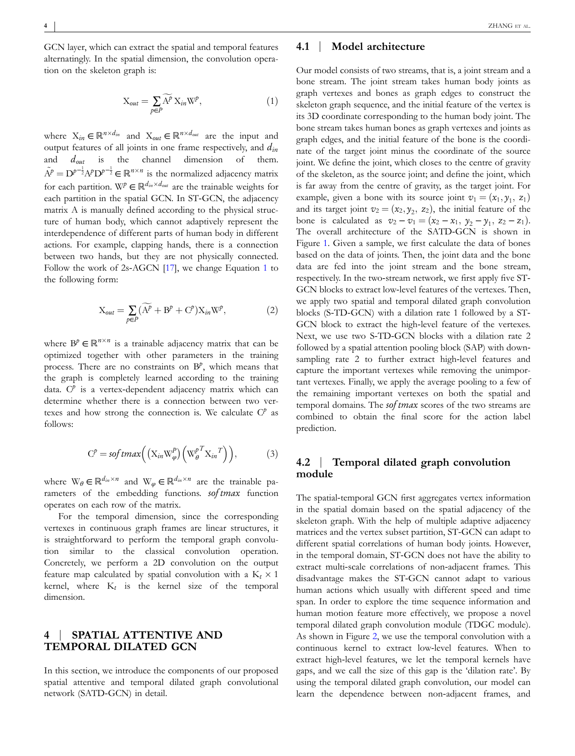GCN layer, which can extract the spatial and temporal features alternatingly. In the spatial dimension, the convolution operation on the skeleton graph is:

$$X_{out} = \sum_{p \in P} \widetilde{A^p} X_{in} W^p, \tag{1}$$

where $X_{in} \in \mathbb{R}^{n \times d_{in}}$ and $X_{out} \in \mathbb{R}^{n \times d_{out}}$ are the input and output features of all joints in one frame respectively, and $d_{in}$ and $d_{out}$ is the channel dimension of them. $\widetilde{A^p} = D^{p^{-\frac{1}{2}}} A^p D^{p^{-\frac{1}{2}}} \in \mathbb{R}^{n \times n}$ is the normalized adjacency matrix for each partition. $W^p \in \mathbb{R}^{d_{in} \times d_{out}}$ are the trainable weights for each partition in the spatial GCN. In ST-GCN, the adjacency matrix A is manually defined according to the physical structure of human body, which cannot adaptively represent the interdependence of different parts of human body in different actions. For example, clapping hands, there is a connection between two hands, but they are not physically connected. Follow the work of 2s-AGCN [17], we change Equation 1 to the following form:

$$X_{out} = \sum_{p \in P} (\widetilde{A^p} + B^p + C^p) X_{in} W^p, \tag{2}$$

where $B^p \in \mathbb{R}^{n \times n}$ is a trainable adjacency matrix that can be optimized together with other parameters in the training process. There are no constraints on $B^p$, which means that the graph is completely learned according to the training data. $C^p$ is a vertex-dependent adjacency matrix which can determine whether there is a connection between two vertexes and how strong the connection is. We calculate $C^p$ as follows:

$$C^p = softmax\left( \left( X_{in} W_{\varphi}^{P} \right) \left( W_{\theta}^{p^T} X_{in}^{T} \right) \right), \tag{3}$$

where $W_\theta \in \mathbb{R}^{d_{in} \times n}$ and $W_\varphi \in \mathbb{R}^{d_{in} \times n}$ are the trainable parameters of the embedding functions. *softmax* function operates on each row of the matrix.

For the temporal dimension, since the corresponding vertexes in continuous graph frames are linear structures, it is straightforward to perform the temporal graph convolution similar to the classical convolution operation. Concretely, we perform a 2D convolution on the output feature map calculated by spatial convolution with a $K_t \times 1$ kernel, where $K_t$ is the kernel size of the temporal dimension.

# 4 | SPATIAL ATTENTIVE AND TEMPORAL DILATED GCN

In this section, we introduce the components of our proposed spatial attentive and temporal dilated graph convolutional network (SATD-GCN) in detail.

## 4.1 | Model architecture

Our model consists of two streams, that is, a joint stream and a bone stream. The joint stream takes human body joints as graph vertexes and bones as graph edges to construct the skeleton graph sequence, and the initial feature of the vertex is its 3D coordinate corresponding to the human body joint. The bone stream takes human bones as graph vertexes and joints as graph edges, and the initial feature of the bone is the coordinate of the target joint minus the coordinate of the source joint. We define the joint, which closes to the centre of gravity of the skeleton, as the source joint; and define the joint, which is far away from the centre of gravity, as the target joint. For example, given a bone with its source joint $v_1 = (x_1, y_1, z_1)$ and its target joint $v_2 = (x_2, y_2, z_2)$, the initial feature of the bone is calculated as $v_2 - v_1 = (x_2 - x_1, y_2 - y_1, z_2 - z_1)$. The overall architecture of the SATD-GCN is shown in Figure 1. Given a sample, we first calculate the data of bones based on the data of joints. Then, the joint data and the bone data are fed into the joint stream and the bone stream, respectively. In the two-stream network, we first apply five ST-GCN blocks to extract low-level features of the vertexes. Then, we apply two spatial and temporal dilated graph convolution blocks (S-TD-GCN) with a dilation rate 1 followed by a ST-GCN block to extract the high-level feature of the vertexes. Next, we use two S-TD-GCN blocks with a dilation rate 2 followed by a spatial attention pooling block (SAP) with downsampling rate 2 to further extract high-level features and capture the important vertexes while removing the unimportant vertexes. Finally, we apply the average pooling to a few of the remaining important vertexes on both the spatial and temporal domains. The *softmax* scores of the two streams are combined to obtain the final score for the action label prediction.

## 4.2 | Temporal dilated graph convolution module

The spatial-temporal GCN first aggregates vertex information in the spatial domain based on the spatial adjacency of the skeleton graph. With the help of multiple adaptive adjacency matrices and the vertex subset partition, ST-GCN can adapt to different spatial correlations of human body joints. However, in the temporal domain, ST-GCN does not have the ability to extract multi-scale correlations of non-adjacent frames. This disadvantage makes the ST-GCN cannot adapt to various human actions which usually with different speed and time span. In order to explore the time sequence information and human motion feature more effectively, we propose a novel temporal dilated graph convolution module (TDGC module). As shown in Figure 2, we use the temporal convolution with a continuous kernel to extract low-level features. When to extract high-level features, we let the temporal kernels have gaps, and we call the size of this gap is the 'dilation rate'. By using the temporal dilated graph convolution, our model can learn the dependence between non-adjacent frames, and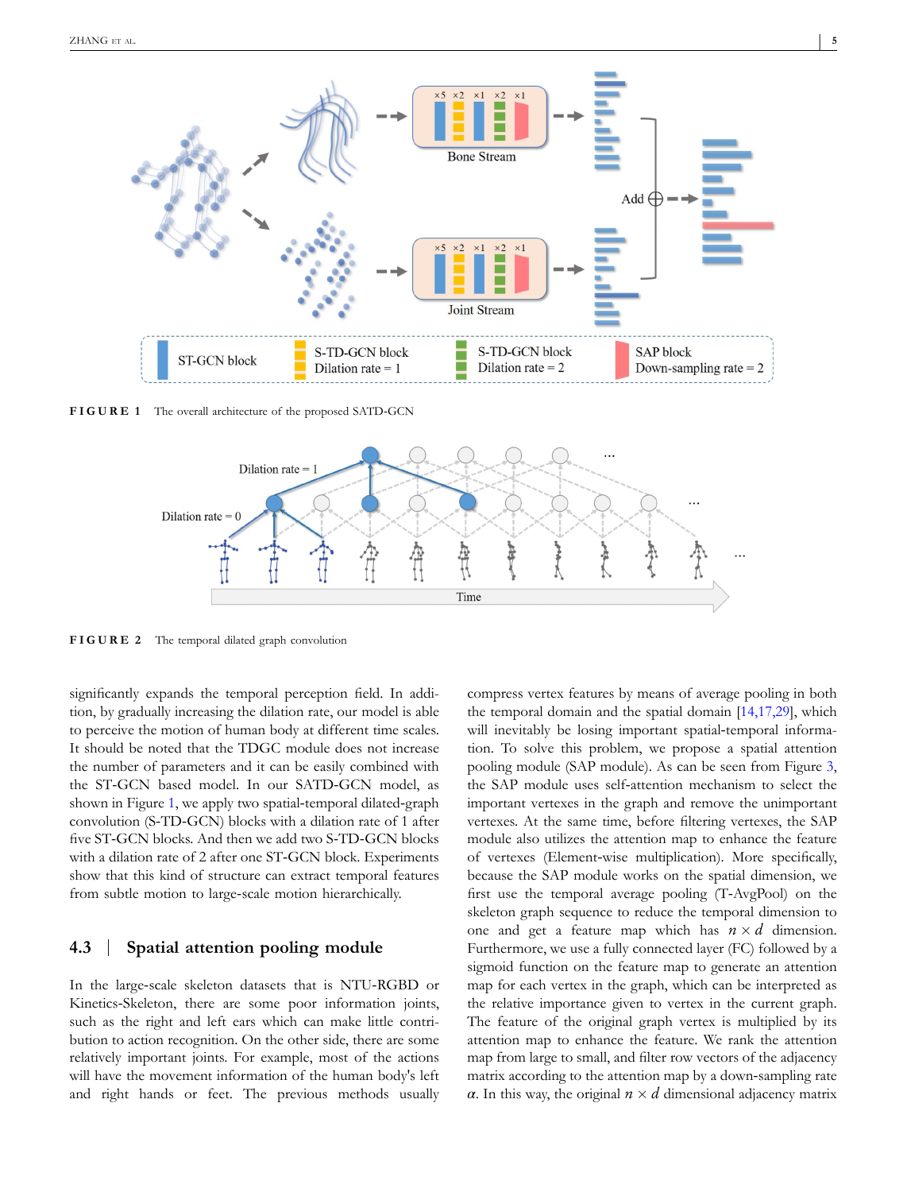**FIGURE 1** The overall architecture of the proposed SATD-GCN

**FIGURE 2** The temporal dilated graph convolution

significantly expands the temporal perception field. In addition, by gradually increasing the dilation rate, our model is able to perceive the motion of human body at different time scales. It should be noted that the TDGC module does not increase the number of parameters and it can be easily combined with the ST-GCN based model. In our SATD-GCN model, as shown in Figure 1, we apply two spatial-temporal dilated-graph convolution (S-TD-GCN) blocks with a dilation rate of 1 after five ST-GCN blocks. And then we add two S-TD-GCN blocks with a dilation rate of 2 after one ST-GCN block. Experiments show that this kind of structure can extract temporal features from subtle motion to large-scale motion hierarchically.

## 4.3 | Spatial attention pooling module

In the large-scale skeleton datasets that is NTU-RGBD or Kinetics-Skeleton, there are some poor information joints, such as the right and left ears which can make little contribution to action recognition. On the other side, there are some relatively important joints. For example, most of the actions will have the movement information of the human body's left and right hands or feet. The previous methods usually compress vertex features by means of average pooling in both the temporal domain and the spatial domain [14,17,29], which will inevitably be losing important spatial-temporal information. To solve this problem, we propose a spatial attention pooling module (SAP module). As can be seen from Figure 3, the SAP module uses self-attention mechanism to select the important vertexes in the graph and remove the unimportant vertexes. At the same time, before filtering vertexes, the SAP module also utilizes the attention map to enhance the feature of vertexes (Element-wise multiplication). More specifically, because the SAP module works on the spatial dimension, we first use the temporal average pooling (T-AvgPool) on the skeleton graph sequence to reduce the temporal dimension to one and get a feature map which has $n \times d$ dimension. Furthermore, we use a fully connected layer (FC) followed by a sigmoid function on the feature map to generate an attention map for each vertex in the graph, which can be interpreted as the relative importance given to vertex in the current graph. The feature of the original graph vertex is multiplied by its attention map to enhance the feature. We rank the attention map from large to small, and filter row vectors of the adjacency matrix according to the attention map by a down-sampling rate $\alpha$. In this way, the original $n \times d$ dimensional adjacency matrix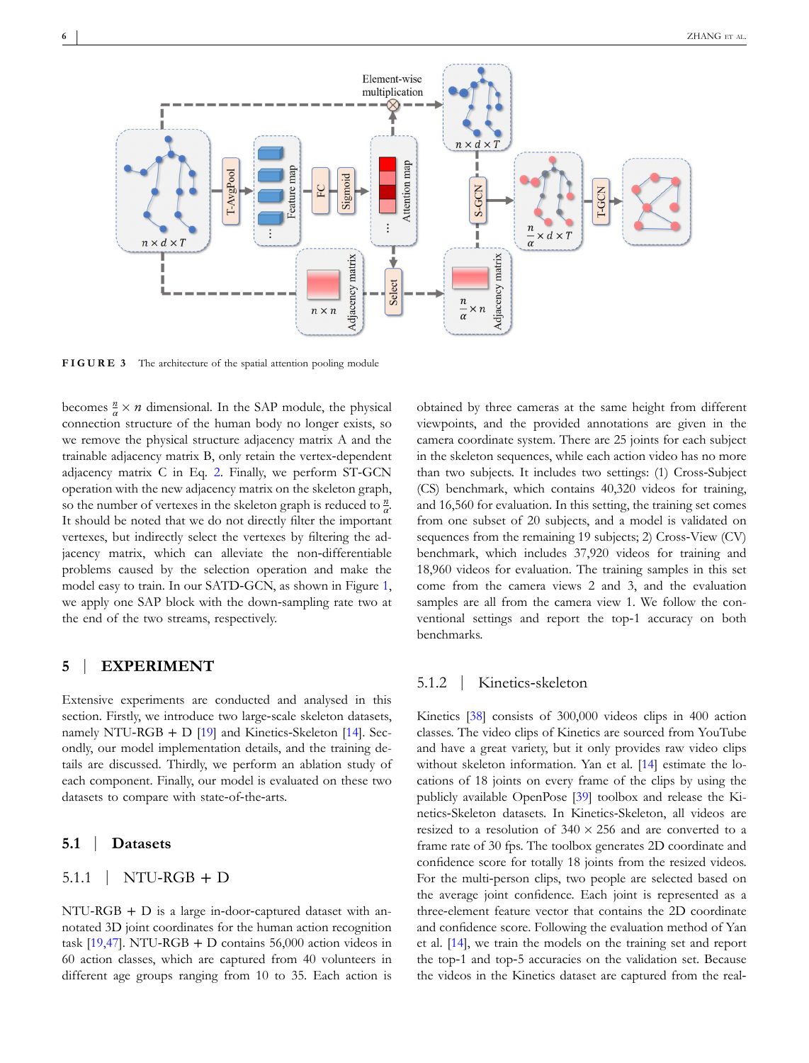**FIGURE 3** The architecture of the spatial attention pooling module

becomes $\frac{n}{\alpha} \times n$ dimensional. In the SAP module, the physical connection structure of the human body no longer exists, so we remove the physical structure adjacency matrix A and the trainable adjacency matrix B, only retain the vertex-dependent adjacency matrix C in Eq. 2. Finally, we perform ST-GCN operation with the new adjacency matrix on the skeleton graph, so the number of vertexes in the skeleton graph is reduced to $\frac{n}{\alpha}$. It should be noted that we do not directly filter the important vertexes, but indirectly select the vertexes by filtering the adjacency matrix, which can alleviate the non-differentiable problems caused by the selection operation and make the model easy to train. In our SATD-GCN, as shown in Figure 1, we apply one SAP block with the down-sampling rate two at the end of the two streams, respectively.

## 5 | EXPERIMENT

Extensive experiments are conducted and analysed in this section. Firstly, we introduce two large-scale skeleton datasets, namely NTU-RGB + D [19] and Kinetics-Skeleton [14]. Secondly, our model implementation details, and the training details are discussed. Thirdly, we perform an ablation study of each component. Finally, our model is evaluated on these two datasets to compare with state-of-the-arts.

### 5.1 | Datasets

#### 5.1.1 | NTU-RGB + D

NTU-RGB + D is a large in-door-captured dataset with annotated 3D joint coordinates for the human action recognition task [19,47]. NTU-RGB + D contains 56,000 action videos in 60 action classes, which are captured from 40 volunteers in different age groups ranging from 10 to 35. Each action is obtained by three cameras at the same height from different viewpoints, and the provided annotations are given in the camera coordinate system. There are 25 joints for each subject in the skeleton sequences, while each action video has no more than two subjects. It includes two settings: (1) Cross-Subject (CS) benchmark, which contains 40,320 videos for training, and 16,560 for evaluation. In this setting, the training set comes from one subset of 20 subjects, and a model is validated on sequences from the remaining 19 subjects; 2) Cross-View (CV) benchmark, which includes 37,920 videos for training and 18,960 videos for evaluation. The training samples in this set come from the camera views 2 and 3, and the evaluation samples are all from the camera view 1. We follow the conventional settings and report the top-1 accuracy on both benchmarks.

#### 5.1.2 | Kinetics-skeleton

Kinetics [38] consists of 300,000 videos clips in 400 action classes. The video clips of Kinetics are sourced from YouTube and have a great variety, but it only provides raw video clips without skeleton information. Yan et al. [14] estimate the locations of 18 joints on every frame of the clips by using the publicly available OpenPose [39] toolbox and release the Kinetics-Skeleton datasets. In Kinetics-Skeleton, all videos are resized to a resolution of 340 × 256 and are converted to a frame rate of 30 fps. The toolbox generates 2D coordinate and confidence score for totally 18 joints from the resized videos. For the multi-person clips, two people are selected based on the average joint confidence. Each joint is represented as a three-element feature vector that contains the 2D coordinate and confidence score. Following the evaluation method of Yan et al. [14], we train the models on the training set and report the top-1 and top-5 accuracies on the validation set. Because the videos in the Kinetics dataset are captured from the real-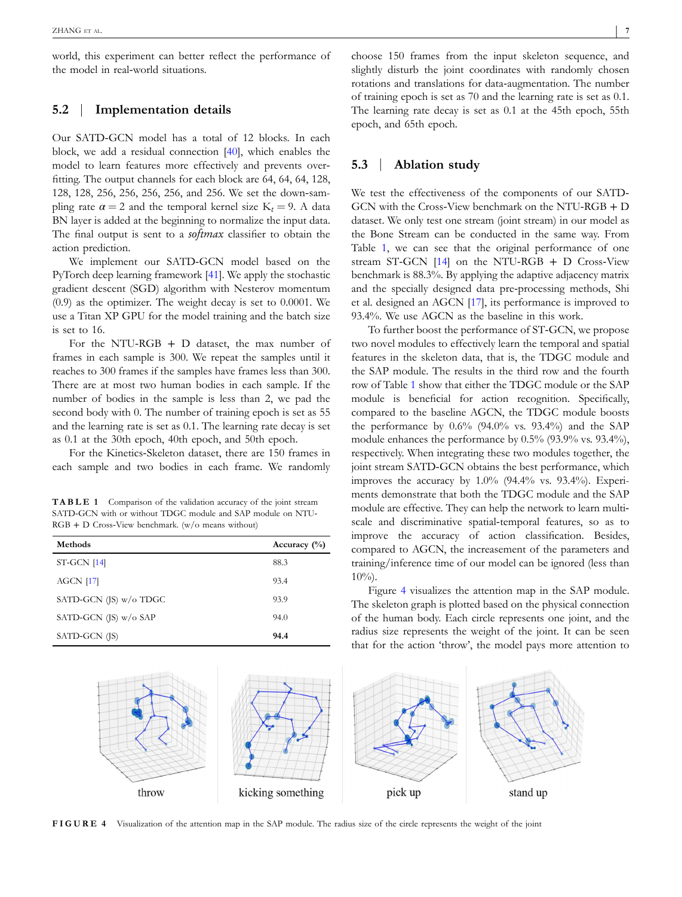world, this experiment can better reflect the performance of the model in real-world situations.

## 5.2 | Implementation details

Our SATD-GCN model has a total of 12 blocks. In each block, we add a residual connection [40], which enables the model to learn features more effectively and prevents overfitting. The output channels for each block are 64, 64, 64, 128, 128, 128, 256, 256, 256, 256, and 256. We set the down-sampling rate $\alpha = 2$ and the temporal kernel size $K_t = 9$. A data BN layer is added at the beginning to normalize the input data. The final output is sent to a *softmax* classifier to obtain the action prediction.

We implement our SATD-GCN model based on the PyTorch deep learning framework [41]. We apply the stochastic gradient descent (SGD) algorithm with Nesterov momentum (0.9) as the optimizer. The weight decay is set to 0.0001. We use a Titan XP GPU for the model training and the batch size is set to 16.

For the NTU-RGB + D dataset, the max number of frames in each sample is 300. We repeat the samples until it reaches to 300 frames if the samples have frames less than 300. There are at most two human bodies in each sample. If the number of bodies in the sample is less than 2, we pad the second body with 0. The number of training epoch is set as 55 and the learning rate is set as 0.1. The learning rate decay is set as 0.1 at the 30th epoch, 40th epoch, and 50th epoch.

For the Kinetics-Skeleton dataset, there are 150 frames in each sample and two bodies in each frame. We randomly choose 150 frames from the input skeleton sequence, and slightly disturb the joint coordinates with randomly chosen rotations and translations for data-augmentation. The number of training epoch is set as 70 and the learning rate is set as 0.1. The learning rate decay is set as 0.1 at the 45th epoch, 55th epoch, and 65th epoch.

**TABLE 1** Comparison of the validation accuracy of the joint stream SATD-GCN with or without TDGC module and SAP module on NTU-RGB + D Cross-View benchmark. (w/o means without)

| Methods | Accuracy (%) |
|---|---|
| ST-GCN [14] | 88.3 |
| AGCN [17] | 93.4 |
| SATD-GCN (JS) w/o TDGC | 93.9 |
| SATD-GCN (JS) w/o SAP | 94.0 |
| SATD-GCN (JS) | **94.4** |

## 5.3 | Ablation study

We test the effectiveness of the components of our SATD-GCN with the Cross-View benchmark on the NTU-RGB + D dataset. We only test one stream (joint stream) in our model as the Bone Stream can be conducted in the same way. From Table 1, we can see that the original performance of one stream ST-GCN [14] on the NTU-RGB + D Cross-View benchmark is 88.3%. By applying the adaptive adjacency matrix and the specially designed data pre-processing methods, Shi et al. designed an AGCN [17], its performance is improved to 93.4%. We use AGCN as the baseline in this work.

To further boost the performance of ST-GCN, we propose two novel modules to effectively learn the temporal and spatial features in the skeleton data, that is, the TDGC module and the SAP module. The results in the third row and the fourth row of Table 1 show that either the TDGC module or the SAP module is beneficial for action recognition. Specifically, compared to the baseline AGCN, the TDGC module boosts the performance by 0.6% (94.0% vs. 93.4%) and the SAP module enhances the performance by 0.5% (93.9% vs. 93.4%), respectively. When integrating these two modules together, the joint stream SATD-GCN obtains the best performance, which improves the accuracy by 1.0% (94.4% vs. 93.4%). Experiments demonstrate that both the TDGC module and the SAP module are effective. They can help the network to learn multi-scale and discriminative spatial-temporal features, so as to improve the accuracy of action classification. Besides, compared to AGCN, the increasement of the parameters and training/inference time of our model can be ignored (less than 10%).

Figure 4 visualizes the attention map in the SAP module. The skeleton graph is plotted based on the physical connection of the human body. Each circle represents one joint, and the radius size represents the weight of the joint. It can be seen that for the action 'throw', the model pays more attention to

**FIGURE 4** Visualization of the attention map in the SAP module. The radius size of the circle represents the weight of the joint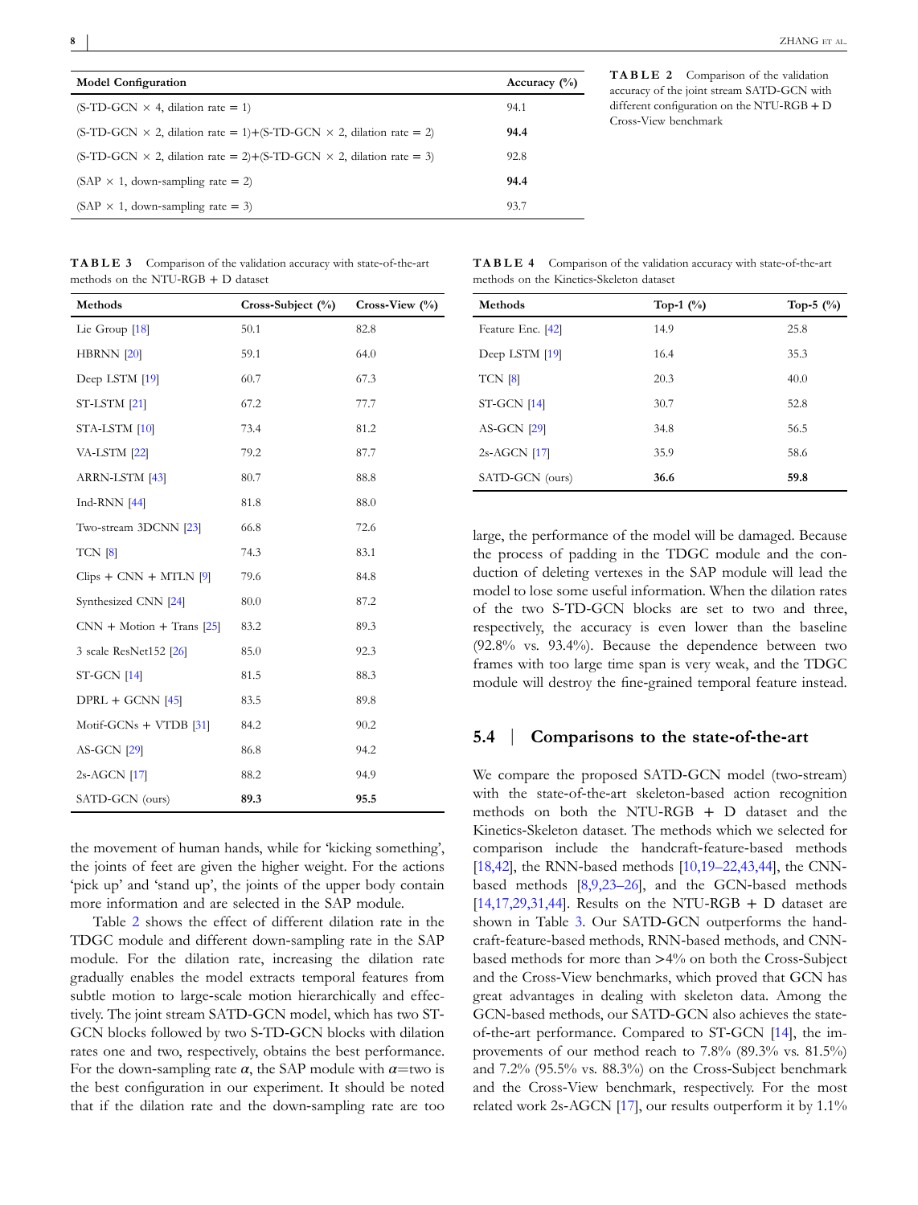| Model Configuration | Accuracy (%) |
|---|---|
| (S-TD-GCN × 4, dilation rate = 1) | 94.1 |
| (S-TD-GCN × 2, dilation rate = 1)+(S-TD-GCN × 2, dilation rate = 2) | **94.4** |
| (S-TD-GCN × 2, dilation rate = 2)+(S-TD-GCN × 2, dilation rate = 3) | 92.8 |
| (SAP × 1, down-sampling rate = 2) | **94.4** |
| (SAP × 1, down-sampling rate = 3) | 93.7 |

**TABLE 2** Comparison of the validation accuracy of the joint stream SATD-GCN with different configuration on the NTU-RGB + D Cross-View benchmark

**TABLE 3** Comparison of the validation accuracy with state-of-the-art methods on the NTU-RGB + D dataset

| Methods | Cross-Subject (%) | Cross-View (%) |
|---|---|---|
| Lie Group [18] | 50.1 | 82.8 |
| HBRNN [20] | 59.1 | 64.0 |
| Deep LSTM [19] | 60.7 | 67.3 |
| ST-LSTM [21] | 67.2 | 77.7 |
| STA-LSTM [10] | 73.4 | 81.2 |
| VA-LSTM [22] | 79.2 | 87.7 |
| ARRN-LSTM [43] | 80.7 | 88.8 |
| Ind-RNN [44] | 81.8 | 88.0 |
| Two-stream 3DCNN [23] | 66.8 | 72.6 |
| TCN [8] | 74.3 | 83.1 |
| Clips + CNN + MTLN [9] | 79.6 | 84.8 |
| Synthesized CNN [24] | 80.0 | 87.2 |
| CNN + Motion + Trans [25] | 83.2 | 89.3 |
| 3 scale ResNet152 [26] | 85.0 | 92.3 |
| ST-GCN [14] | 81.5 | 88.3 |
| DPRL + GCNN [45] | 83.5 | 89.8 |
| Motif-GCNs + VTDB [31] | 84.2 | 90.2 |
| AS-GCN [29] | 86.8 | 94.2 |
| 2s-AGCN [17] | 88.2 | 94.9 |
| SATD-GCN (ours) | **89.3** | **95.5** |

**TABLE 4** Comparison of the validation accuracy with state-of-the-art methods on the Kinetics-Skeleton dataset

| Methods | Top-1 (%) | Top-5 (%) |
|---|---|---|
| Feature Enc. [42] | 14.9 | 25.8 |
| Deep LSTM [19] | 16.4 | 35.3 |
| TCN [8] | 20.3 | 40.0 |
| ST-GCN [14] | 30.7 | 52.8 |
| AS-GCN [29] | 34.8 | 56.5 |
| 2s-AGCN [17] | 35.9 | 58.6 |
| SATD-GCN (ours) | **36.6** | **59.8** |

the movement of human hands, while for 'kicking something', the joints of feet are given the higher weight. For the actions 'pick up' and 'stand up', the joints of the upper body contain more information and are selected in the SAP module.

Table 2 shows the effect of different dilation rate in the TDGC module and different down-sampling rate in the SAP module. For the dilation rate, increasing the dilation rate gradually enables the model extracts temporal features from subtle motion to large-scale motion hierarchically and effectively. The joint stream SATD-GCN model, which has two ST-GCN blocks followed by two S-TD-GCN blocks with dilation rates one and two, respectively, obtains the best performance. For the down-sampling rate $\alpha$, the SAP module with $\alpha$=two is the best configuration in our experiment. It should be noted that if the dilation rate and the down-sampling rate are too large, the performance of the model will be damaged. Because the process of padding in the TDGC module and the conduction of deleting vertexes in the SAP module will lead the model to lose some useful information. When the dilation rates of the two S-TD-GCN blocks are set to two and three, respectively, the accuracy is even lower than the baseline (92.8% vs. 93.4%). Because the dependence between two frames with too large time span is very weak, and the TDGC module will destroy the fine-grained temporal feature instead.

## 5.4 | Comparisons to the state-of-the-art

We compare the proposed SATD-GCN model (two-stream) with the state-of-the-art skeleton-based action recognition methods on both the NTU-RGB + D dataset and the Kinetics-Skeleton dataset. The methods which we selected for comparison include the handcraft-feature-based methods [18,42], the RNN-based methods [10,19–22,43,44], the CNN-based methods [8,9,23–26], and the GCN-based methods [14,17,29,31,44]. Results on the NTU-RGB + D dataset are shown in Table 3. Our SATD-GCN outperforms the handcraft-feature-based methods, RNN-based methods, and CNN-based methods for more than >4% on both the Cross-Subject and the Cross-View benchmarks, which proved that GCN has great advantages in dealing with skeleton data. Among the GCN-based methods, our SATD-GCN also achieves the state-of-the-art performance. Compared to ST-GCN [14], the improvements of our method reach to 7.8% (89.3% vs. 81.5%) and 7.2% (95.5% vs. 88.3%) on the Cross-Subject benchmark and the Cross-View benchmark, respectively. For the most related work 2s-AGCN [17], our results outperform it by 1.1%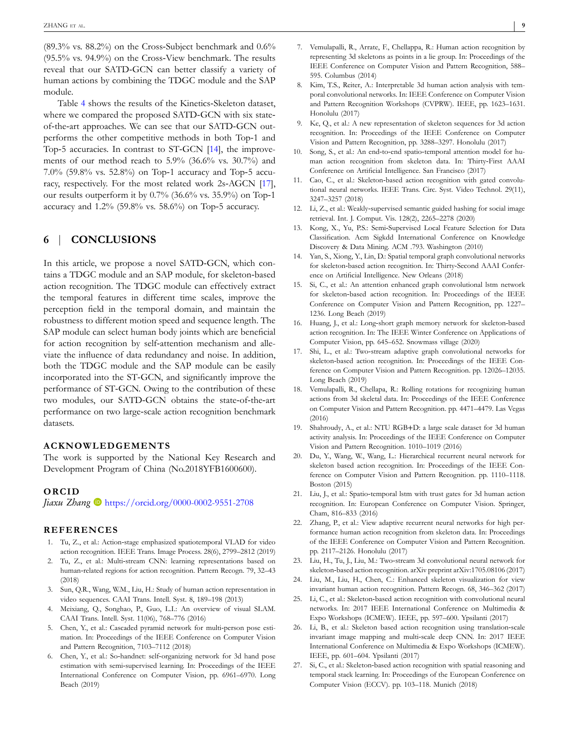(89.3% vs. 88.2%) on the Cross-Subject benchmark and 0.6% (95.5% vs. 94.9%) on the Cross-View benchmark. The results reveal that our SATD-GCN can better classify a variety of human actions by combining the TDGC module and the SAP module.

Table 4 shows the results of the Kinetics-Skeleton dataset, where we compared the proposed SATD-GCN with six state-of-the-art approaches. We can see that our SATD-GCN outperforms the other competitive methods in both Top-1 and Top-5 accuracies. In contrast to ST-GCN [14], the improvements of our method reach to 5.9% (36.6% vs. 30.7%) and 7.0% (59.8% vs. 52.8%) on Top-1 accuracy and Top-5 accuracy, respectively. For the most related work 2s-AGCN [17], our results outperform it by 0.7% (36.6% vs. 35.9%) on Top-1 accuracy and 1.2% (59.8% vs. 58.6%) on Top-5 accuracy.

## 6 | CONCLUSIONS

In this article, we propose a novel SATD-GCN, which contains a TDGC module and an SAP module, for skeleton-based action recognition. The TDGC module can effectively extract the temporal features in different time scales, improve the perception field in the temporal domain, and maintain the robustness to different motion speed and sequence length. The SAP module can select human body joints which are beneficial for action recognition by self-attention mechanism and alleviate the influence of data redundancy and noise. In addition, both the TDGC module and the SAP module can be easily incorporated into the ST-GCN, and significantly improve the performance of ST-GCN. Owing to the contribution of these two modules, our SATD-GCN obtains the state-of-the-art performance on two large-scale action recognition benchmark datasets.

### ACKNOWLEDGEMENTS

The work is supported by the National Key Research and Development Program of China (No.2018YFB1600600).

### ORCID

*Jiaxu Zhang* https://orcid.org/0000-0002-9551-2708

### REFERENCES

1. Tu, Z., et al.: Action-stage emphasized spatiotemporal VLAD for video action recognition. IEEE Trans. Image Process. 28(6), 2799–2812 (2019)
2. Tu, Z., et al.: Multi-stream CNN: learning representations based on human-related regions for action recognition. Pattern Recogn. 79, 32–43 (2018)
3. Sun, Q.R., Wang, W.M., Liu, H.: Study of human action representation in video sequences. CAAI Trans. Intell. Syst. 8, 189–198 (2013)
4. Meixiang, Q., Songhao, P., Guo, L.I.: An overview of visual SLAM. CAAI Trans. Intell. Syst. 11(06), 768–776 (2016)
5. Chen, Y., et al.: Cascaded pyramid network for multi-person pose estimation. In: Proceedings of the IEEE Conference on Computer Vision and Pattern Recognition, 7103–7112 (2018)
6. Chen, Y., et al.: So-handnet: self-organizing network for 3d hand pose estimation with semi-supervised learning. In: Proceedings of the IEEE International Conference on Computer Vision, pp. 6961–6970. Long Beach (2019)
7. Vemulapalli, R., Arrate, F., Chellappa, R.: Human action recognition by representing 3d skeletons as points in a lie group. In: Proceedings of the IEEE Conference on Computer Vision and Pattern Recognition, 588–595. Columbus (2014)
8. Kim, T.S., Reiter, A.: Interpretable 3d human action analysis with temporal convolutional networks. In: IEEE Conference on Computer Vision and Pattern Recognition Workshops (CVPRW). IEEE, pp. 1623–1631. Honolulu (2017)
9. Ke, Q., et al.: A new representation of skeleton sequences for 3d action recognition. In: Proceedings of the IEEE Conference on Computer Vision and Pattern Recognition, pp. 3288–3297. Honolulu (2017)
10. Song, S., et al.: An end-to-end spatio-temporal attention model for human action recognition from skeleton data. In: Thirty-First AAAI Conference on Artificial Intelligence. San Francisco (2017)
11. Cao, C., et al.: Skeleton-based action recognition with gated convolutional neural networks. IEEE Trans. Circ. Syst. Video Technol. 29(11), 3247–3257 (2018)
12. Li, Z., et al.: Weakly-supervised semantic guided hashing for social image retrieval. Int. J. Comput. Vis. 128(2), 2265–2278 (2020)
13. Kong, X., Yu, P.S.: Semi-Supervised Local Feature Selection for Data Classification. Acm Sigkdd International Conference on Knowledge Discovery & Data Mining. ACM .793. Washington (2010)
14. Yan, S., Xiong, Y., Lin, D.: Spatial temporal graph convolutional networks for skeleton-based action recognition. In: Thirty-Second AAAI Conference on Artificial Intelligence. New Orleans (2018)
15. Si, C., et al.: An attention enhanced graph convolutional lstm network for skeleton-based action recognition. In: Proceedings of the IEEE Conference on Computer Vision and Pattern Recognition, pp. 1227–1236. Long Beach (2019)
16. Huang, J., et al.: Long-short graph memory network for skeleton-based action recognition. In: The IEEE Winter Conference on Applications of Computer Vision, pp. 645–652. Snowmass village (2020)
17. Shi, L., et al.: Two-stream adaptive graph convolutional networks for skeleton-based action recognition. In: Proceedings of the IEEE Conference on Computer Vision and Pattern Recognition. pp. 12026–12035. Long Beach (2019)
18. Vemulapalli, R., Chellapa, R.: Rolling rotations for recognizing human actions from 3d skeletal data. In: Proceedings of the IEEE Conference on Computer Vision and Pattern Recognition. pp. 4471–4479. Las Vegas (2016)
19. Shahroudy, A., et al.: NTU RGB+D: a large scale dataset for 3d human activity analysis. In: Proceedings of the IEEE Conference on Computer Vision and Pattern Recognition. 1010–1019 (2016)
20. Du, Y., Wang, W., Wang, L.: Hierarchical recurrent neural network for skeleton based action recognition. In: Proceedings of the IEEE Conference on Computer Vision and Pattern Recognition. pp. 1110–1118. Boston (2015)
21. Liu, J., et al.: Spatio-temporal lstm with trust gates for 3d human action recognition. In: European Conference on Computer Vision. Springer, Cham, 816–833 (2016)
22. Zhang, P., et al.: View adaptive recurrent neural networks for high performance human action recognition from skeleton data. In: Proceedings of the IEEE Conference on Computer Vision and Pattern Recognition. pp. 2117–2126. Honolulu (2017)
23. Liu, H., Tu, J., Liu, M.: Two-stream 3d convolutional neural network for skeleton-based action recognition. arXiv preprint arXiv:1705.08106 (2017)
24. Liu, M., Liu, H., Chen, C.: Enhanced skeleton visualization for view invariant human action recognition. Pattern Recogn. 68, 346–362 (2017)
25. Li, C., et al.: Skeleton-based action recognition with convolutional neural networks. In: 2017 IEEE International Conference on Multimedia & Expo Workshops (ICMEW). IEEE, pp. 597–600. Ypsilanti (2017)
26. Li, B., et al.: Skeleton based action recognition using translation-scale invariant image mapping and multi-scale deep CNN. In: 2017 IEEE International Conference on Multimedia & Expo Workshops (ICMEW). IEEE, pp. 601–604. Ypsilanti (2017)
27. Si, C., et al.: Skeleton-based action recognition with spatial reasoning and temporal stack learning. In: Proceedings of the European Conference on Computer Vision (ECCV). pp. 103–118. Munich (2018)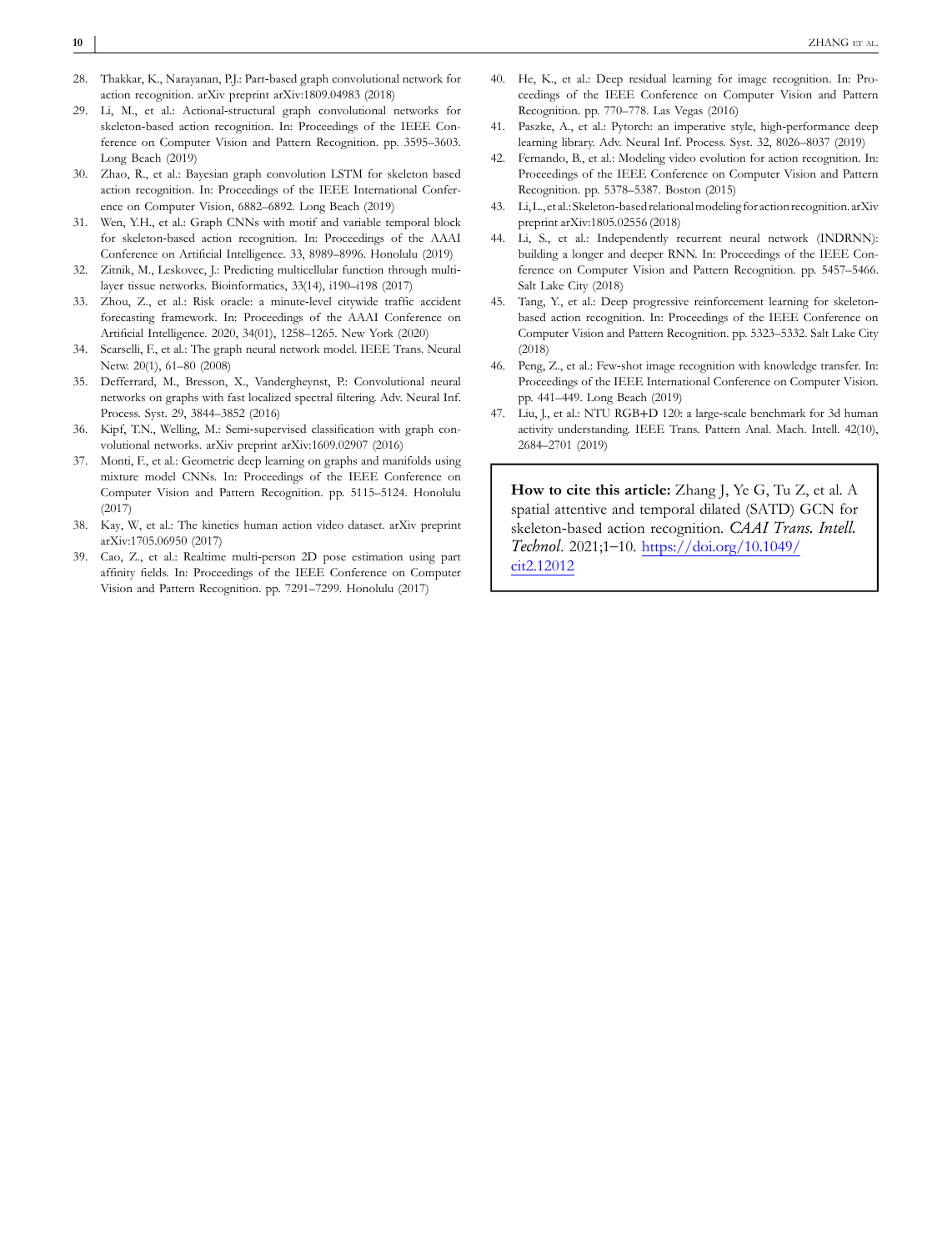28. Thakkar, K., Narayanan, P.J.: Part-based graph convolutional network for action recognition. arXiv preprint arXiv:1809.04983 (2018)
29. Li, M., et al.: Actional-structural graph convolutional networks for skeleton-based action recognition. In: Proceedings of the IEEE Conference on Computer Vision and Pattern Recognition. pp. 3595–3603. Long Beach (2019)
30. Zhao, R., et al.: Bayesian graph convolution LSTM for skeleton based action recognition. In: Proceedings of the IEEE International Conference on Computer Vision, 6882–6892. Long Beach (2019)
31. Wen, Y.H., et al.: Graph CNNs with motif and variable temporal block for skeleton-based action recognition. In: Proceedings of the AAAI Conference on Artificial Intelligence. 33, 8989–8996. Honolulu (2019)
32. Zitnik, M., Leskovec, J.: Predicting multicellular function through multi-layer tissue networks. Bioinformatics, 33(14), i190–i198 (2017)
33. Zhou, Z., et al.: Risk oracle: a minute-level citywide traffic accident forecasting framework. In: Proceedings of the AAAI Conference on Artificial Intelligence. 2020, 34(01), 1258–1265. New York (2020)
34. Scarselli, F., et al.: The graph neural network model. IEEE Trans. Neural Netw. 20(1), 61–80 (2008)
35. Defferrard, M., Bresson, X., Vandergheynst, P.: Convolutional neural networks on graphs with fast localized spectral filtering. Adv. Neural Inf. Process. Syst. 29, 3844–3852 (2016)
36. Kipf, T.N., Welling, M.: Semi-supervised classification with graph convolutional networks. arXiv preprint arXiv:1609.02907 (2016)
37. Monti, F., et al.: Geometric deep learning on graphs and manifolds using mixture model CNNs. In: Proceedings of the IEEE Conference on Computer Vision and Pattern Recognition. pp. 5115–5124. Honolulu (2017)
38. Kay, W, et al.: The kinetics human action video dataset. arXiv preprint arXiv:1705.06950 (2017)
39. Cao, Z., et al.: Realtime multi-person 2D pose estimation using part affinity fields. In: Proceedings of the IEEE Conference on Computer Vision and Pattern Recognition. pp. 7291–7299. Honolulu (2017)
40. He, K., et al.: Deep residual learning for image recognition. In: Proceedings of the IEEE Conference on Computer Vision and Pattern Recognition. pp. 770–778. Las Vegas (2016)
41. Paszke, A., et al.: Pytorch: an imperative style, high-performance deep learning library. Adv. Neural Inf. Process. Syst. 32, 8026–8037 (2019)
42. Fernando, B., et al.: Modeling video evolution for action recognition. In: Proceedings of the IEEE Conference on Computer Vision and Pattern Recognition. pp. 5378–5387. Boston (2015)
43. Li, L., et al.: Skeleton-based relational modeling for action recognition. arXiv preprint arXiv:1805.02556 (2018)
44. Li, S., et al.: Independently recurrent neural network (INDRNN): building a longer and deeper RNN. In: Proceedings of the IEEE Conference on Computer Vision and Pattern Recognition. pp. 5457–5466. Salt Lake City (2018)
45. Tang, Y., et al.: Deep progressive reinforcement learning for skeleton-based action recognition. In: Proceedings of the IEEE Conference on Computer Vision and Pattern Recognition. pp. 5323–5332. Salt Lake City (2018)
46. Peng, Z., et al.: Few-shot image recognition with knowledge transfer. In: Proceedings of the IEEE International Conference on Computer Vision. pp. 441–449. Long Beach (2019)
47. Liu, J., et al.: NTU RGB+D 120: a large-scale benchmark for 3d human activity understanding. IEEE Trans. Pattern Anal. Mach. Intell. 42(10), 2684–2701 (2019)

**How to cite this article:** Zhang J, Ye G, Tu Z, et al. A spatial attentive and temporal dilated (SATD) GCN for skeleton-based action recognition. *CAAI Trans. Intell. Technol*. 2021;1–10. https://doi.org/10.1049/cit2.12012